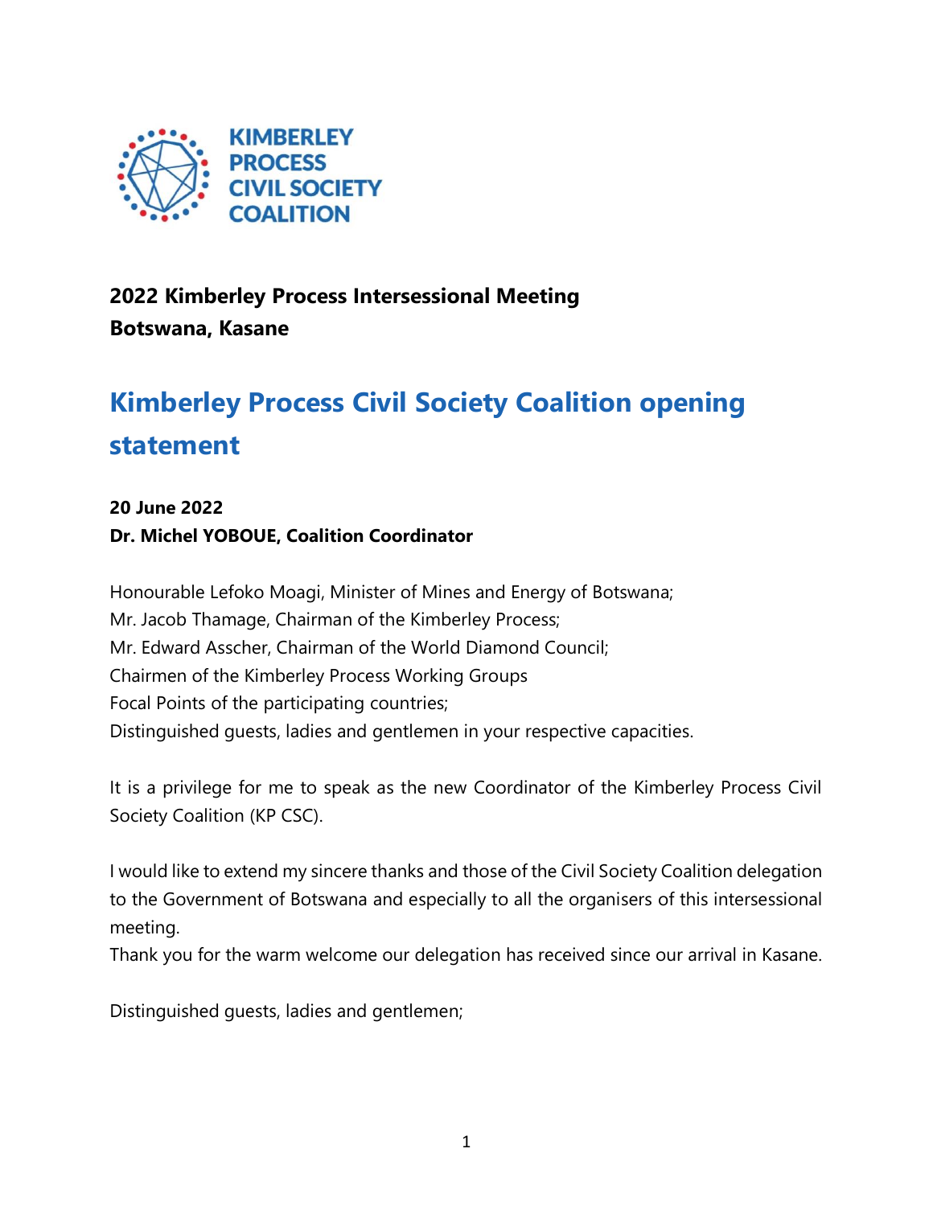KIMBERLEY PROCESS CIVIL SOCIETY COALITION

**2022 Kimberley Process Intersessional Meeting**
**Botswana, Kasane**

# Kimberley Process Civil Society Coalition opening statement

**20 June 2022**
**Dr. Michel YOBOUE, Coalition Coordinator**

Honourable Lefoko Moagi, Minister of Mines and Energy of Botswana;
Mr. Jacob Thamage, Chairman of the Kimberley Process;
Mr. Edward Asscher, Chairman of the World Diamond Council;
Chairmen of the Kimberley Process Working Groups
Focal Points of the participating countries;
Distinguished guests, ladies and gentlemen in your respective capacities.

It is a privilege for me to speak as the new Coordinator of the Kimberley Process Civil Society Coalition (KP CSC).

I would like to extend my sincere thanks and those of the Civil Society Coalition delegation to the Government of Botswana and especially to all the organisers of this intersessional meeting.
Thank you for the warm welcome our delegation has received since our arrival in Kasane.

Distinguished guests, ladies and gentlemen;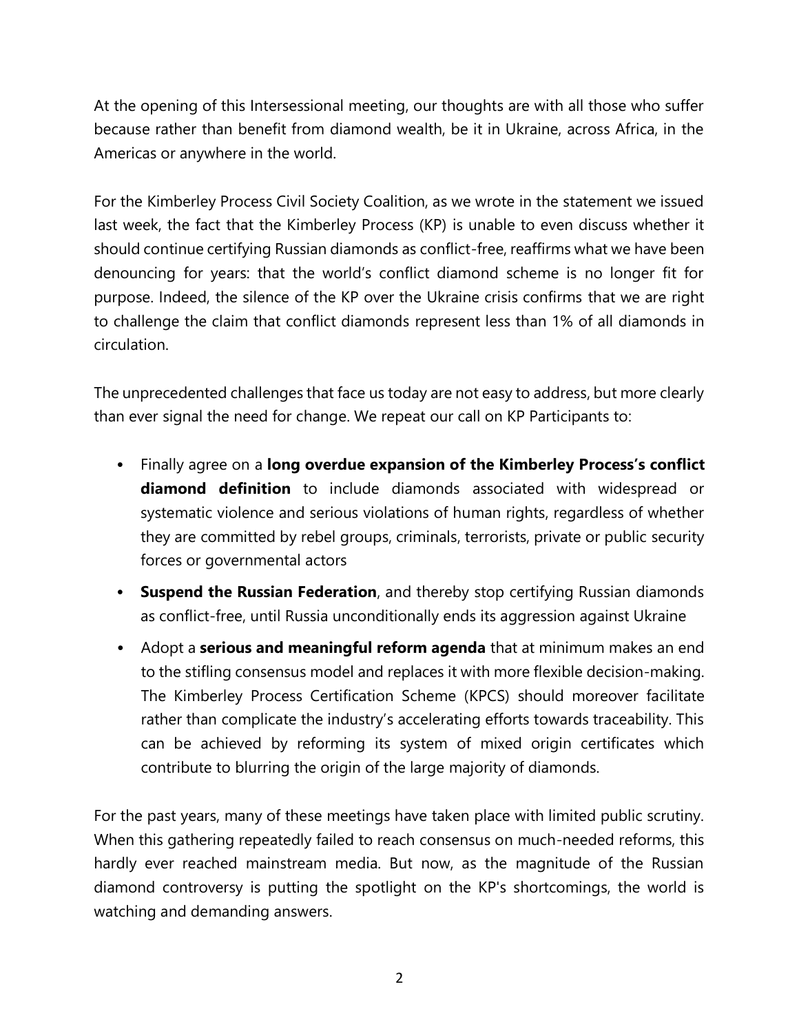At the opening of this Intersessional meeting, our thoughts are with all those who suffer because rather than benefit from diamond wealth, be it in Ukraine, across Africa, in the Americas or anywhere in the world.

For the Kimberley Process Civil Society Coalition, as we wrote in the statement we issued last week, the fact that the Kimberley Process (KP) is unable to even discuss whether it should continue certifying Russian diamonds as conflict-free, reaffirms what we have been denouncing for years: that the world's conflict diamond scheme is no longer fit for purpose. Indeed, the silence of the KP over the Ukraine crisis confirms that we are right to challenge the claim that conflict diamonds represent less than 1% of all diamonds in circulation.

The unprecedented challenges that face us today are not easy to address, but more clearly than ever signal the need for change. We repeat our call on KP Participants to:

- Finally agree on a **long overdue expansion of the Kimberley Process's conflict diamond definition** to include diamonds associated with widespread or systematic violence and serious violations of human rights, regardless of whether they are committed by rebel groups, criminals, terrorists, private or public security forces or governmental actors
- **Suspend the Russian Federation**, and thereby stop certifying Russian diamonds as conflict-free, until Russia unconditionally ends its aggression against Ukraine
- Adopt a **serious and meaningful reform agenda** that at minimum makes an end to the stifling consensus model and replaces it with more flexible decision-making. The Kimberley Process Certification Scheme (KPCS) should moreover facilitate rather than complicate the industry's accelerating efforts towards traceability. This can be achieved by reforming its system of mixed origin certificates which contribute to blurring the origin of the large majority of diamonds.

For the past years, many of these meetings have taken place with limited public scrutiny. When this gathering repeatedly failed to reach consensus on much-needed reforms, this hardly ever reached mainstream media. But now, as the magnitude of the Russian diamond controversy is putting the spotlight on the KP's shortcomings, the world is watching and demanding answers.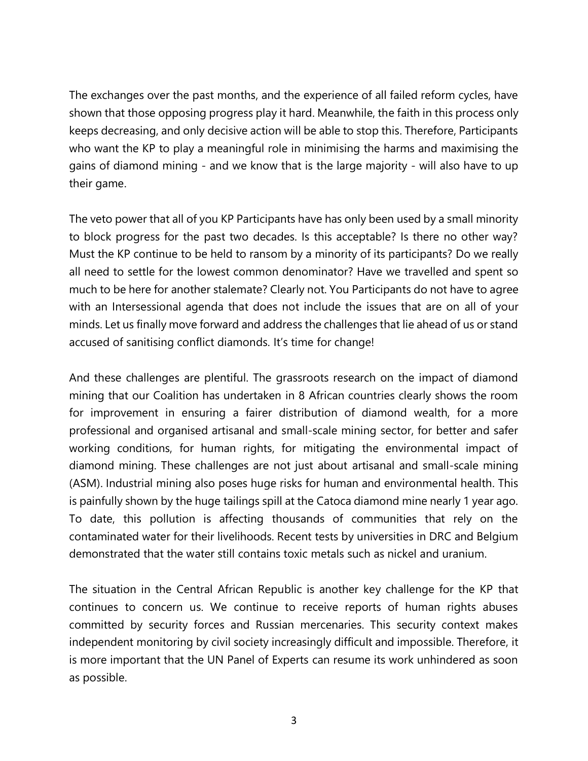The exchanges over the past months, and the experience of all failed reform cycles, have shown that those opposing progress play it hard. Meanwhile, the faith in this process only keeps decreasing, and only decisive action will be able to stop this. Therefore, Participants who want the KP to play a meaningful role in minimising the harms and maximising the gains of diamond mining - and we know that is the large majority - will also have to up their game.

The veto power that all of you KP Participants have has only been used by a small minority to block progress for the past two decades. Is this acceptable? Is there no other way? Must the KP continue to be held to ransom by a minority of its participants? Do we really all need to settle for the lowest common denominator? Have we travelled and spent so much to be here for another stalemate? Clearly not. You Participants do not have to agree with an Intersessional agenda that does not include the issues that are on all of your minds. Let us finally move forward and address the challenges that lie ahead of us or stand accused of sanitising conflict diamonds. It's time for change!

And these challenges are plentiful. The grassroots research on the impact of diamond mining that our Coalition has undertaken in 8 African countries clearly shows the room for improvement in ensuring a fairer distribution of diamond wealth, for a more professional and organised artisanal and small-scale mining sector, for better and safer working conditions, for human rights, for mitigating the environmental impact of diamond mining. These challenges are not just about artisanal and small-scale mining (ASM). Industrial mining also poses huge risks for human and environmental health. This is painfully shown by the huge tailings spill at the Catoca diamond mine nearly 1 year ago. To date, this pollution is affecting thousands of communities that rely on the contaminated water for their livelihoods. Recent tests by universities in DRC and Belgium demonstrated that the water still contains toxic metals such as nickel and uranium.

The situation in the Central African Republic is another key challenge for the KP that continues to concern us. We continue to receive reports of human rights abuses committed by security forces and Russian mercenaries. This security context makes independent monitoring by civil society increasingly difficult and impossible. Therefore, it is more important that the UN Panel of Experts can resume its work unhindered as soon as possible.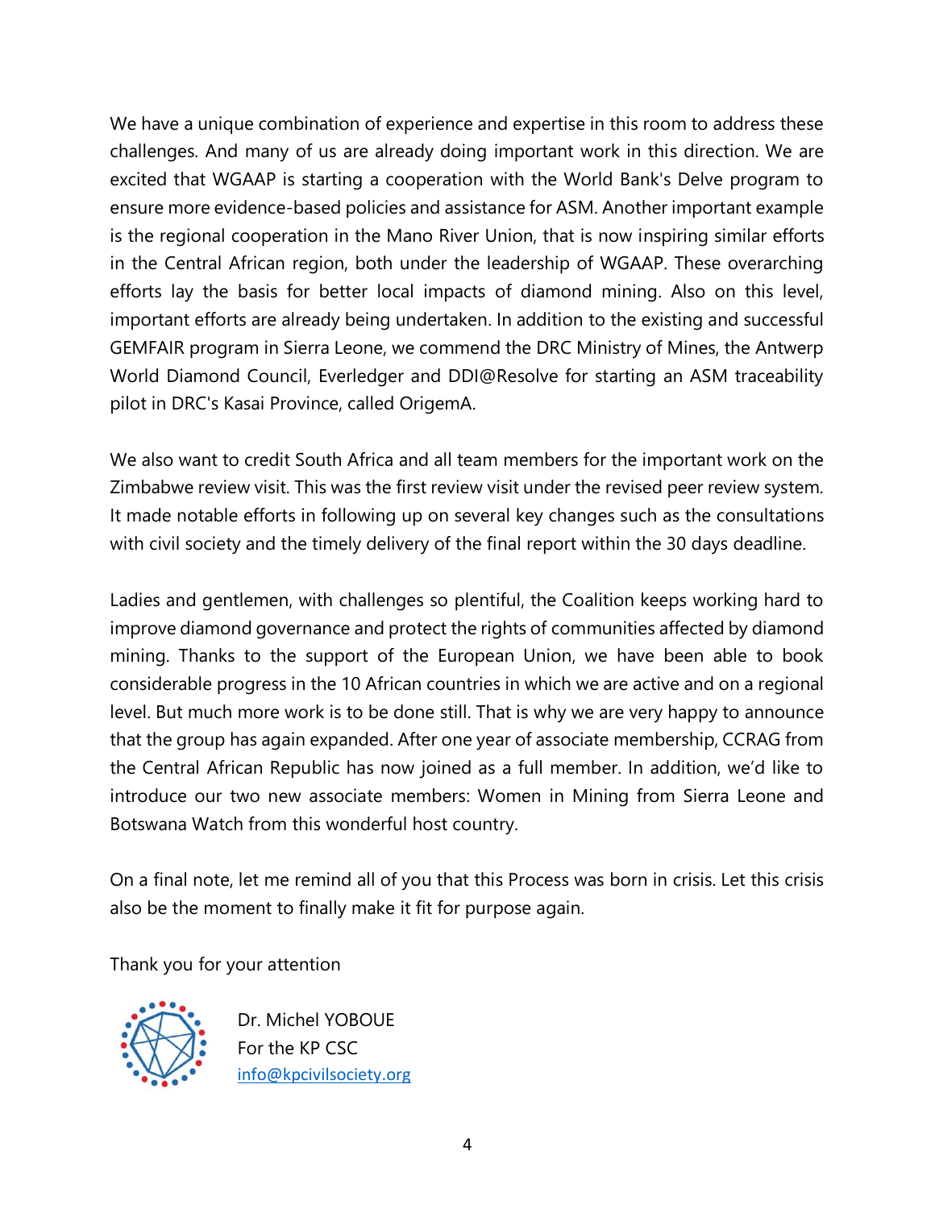We have a unique combination of experience and expertise in this room to address these challenges. And many of us are already doing important work in this direction. We are excited that WGAAP is starting a cooperation with the World Bank's Delve program to ensure more evidence-based policies and assistance for ASM. Another important example is the regional cooperation in the Mano River Union, that is now inspiring similar efforts in the Central African region, both under the leadership of WGAAP. These overarching efforts lay the basis for better local impacts of diamond mining. Also on this level, important efforts are already being undertaken. In addition to the existing and successful GEMFAIR program in Sierra Leone, we commend the DRC Ministry of Mines, the Antwerp World Diamond Council, Everledger and DDI@Resolve for starting an ASM traceability pilot in DRC's Kasai Province, called OrigemA.

We also want to credit South Africa and all team members for the important work on the Zimbabwe review visit. This was the first review visit under the revised peer review system. It made notable efforts in following up on several key changes such as the consultations with civil society and the timely delivery of the final report within the 30 days deadline.

Ladies and gentlemen, with challenges so plentiful, the Coalition keeps working hard to improve diamond governance and protect the rights of communities affected by diamond mining. Thanks to the support of the European Union, we have been able to book considerable progress in the 10 African countries in which we are active and on a regional level. But much more work is to be done still. That is why we are very happy to announce that the group has again expanded. After one year of associate membership, CCRAG from the Central African Republic has now joined as a full member. In addition, we'd like to introduce our two new associate members: Women in Mining from Sierra Leone and Botswana Watch from this wonderful host country.

On a final note, let me remind all of you that this Process was born in crisis. Let this crisis also be the moment to finally make it fit for purpose again.

Thank you for your attention

Dr. Michel YOBOUE
For the KP CSC
info@kpcivilsociety.org